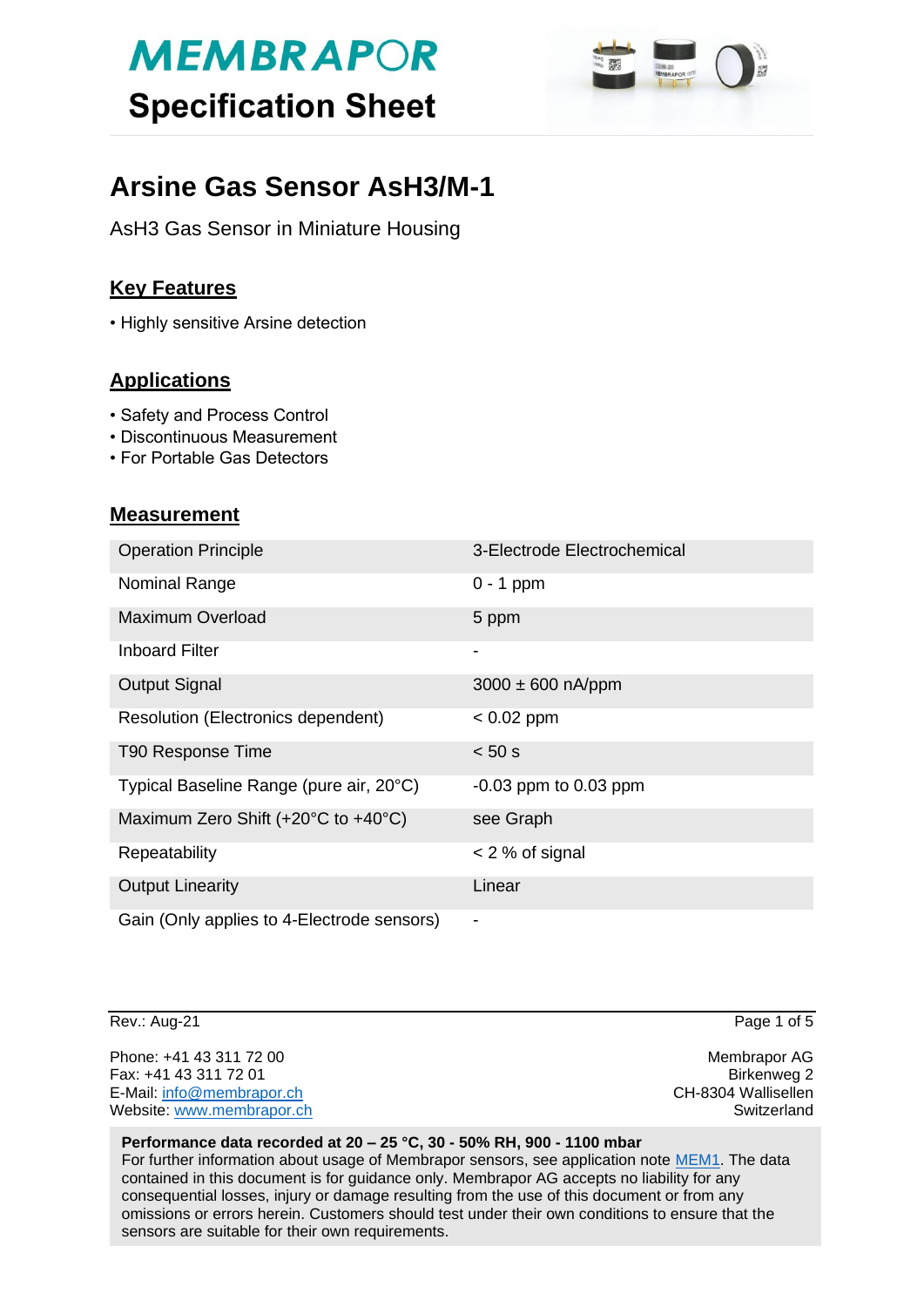# MEMBRAPOR

## Specification Sheet

# Arsine Gas Sensor AsH3/M-1

$AsH_3$ Gas Sensor in Miniature Housing

## Key Features

• Highly sensitive Arsine detection

## Applications

• Safety and Process Control
• Discontinuous Measurement
• For Portable Gas Detectors

## Measurement

| | |
|---|---|
| Operation Principle | 3-Electrode Electrochemical |
| Nominal Range | 0 - 1 ppm |
| Maximum Overload | 5 ppm |
| Inboard Filter | - |
| Output Signal | 3000 ± 600 nA/ppm |
| Resolution (Electronics dependent) | < 0.02 ppm |
| T90 Response Time | < 50 s |
| Typical Baseline Range (pure air, 20°C) | -0.03 ppm to 0.03 ppm |
| Maximum Zero Shift (+20°C to +40°C) | see Graph |
| Repeatability | < 2 % of signal |
| Output Linearity | Linear |
| Gain (Only applies to 4-Electrode sensors) | - |

Rev.: Aug-21

Phone: +41 43 311 72 00
Fax: +41 43 311 72 01
E-Mail: info@membrapor.ch
Website: www.membrapor.ch

Membrapor AG
Birkenweg 2
CH-8304 Wallisellen
Switzerland

**Performance data recorded at 20 – 25 °C, 30 - 50% RH, 900 - 1100 mbar**
For further information about usage of Membrapor sensors, see application note MEM1. The data contained in this document is for guidance only. Membrapor AG accepts no liability for any consequential losses, injury or damage resulting from the use of this document or from any omissions or errors herein. Customers should test under their own conditions to ensure that the sensors are suitable for their own requirements.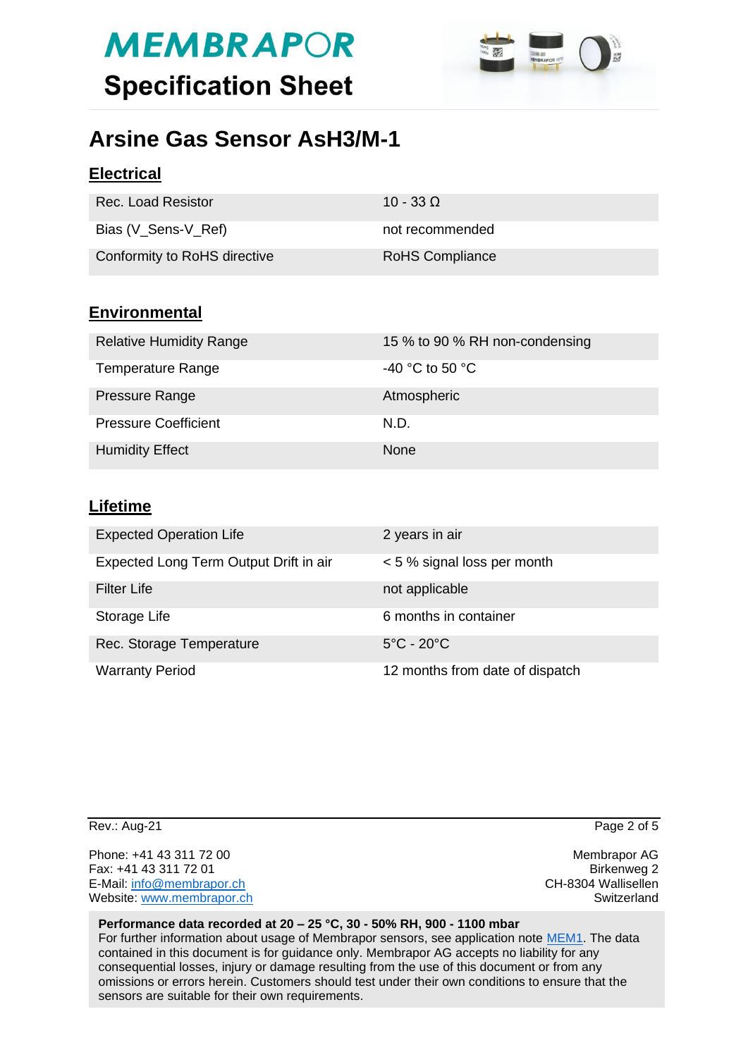# Arsine Gas Sensor AsH3/M-1

## Electrical

| | |
|---|---|
| Rec. Load Resistor | 10 - 33 Ω |
| Bias (V_Sens-V_Ref) | not recommended |
| Conformity to RoHS directive | RoHS Compliance |

## Environmental

| | |
|---|---|
| Relative Humidity Range | 15 % to 90 % RH non-condensing |
| Temperature Range | -40 °C to 50 °C |
| Pressure Range | Atmospheric |
| Pressure Coefficient | N.D. |
| Humidity Effect | None |

## Lifetime

| | |
|---|---|
| Expected Operation Life | 2 years in air |
| Expected Long Term Output Drift in air | < 5 % signal loss per month |
| Filter Life | not applicable |
| Storage Life | 6 months in container |
| Rec. Storage Temperature | 5°C - 20°C |
| Warranty Period | 12 months from date of dispatch |

Rev.: Aug-21

Phone: +41 43 311 72 00
Fax: +41 43 311 72 01
E-Mail: info@membrapor.ch
Website: www.membrapor.ch

Membrapor AG
Birkenweg 2
CH-8304 Wallisellen
Switzerland

**Performance data recorded at 20 – 25 °C, 30 - 50% RH, 900 - 1100 mbar**
For further information about usage of Membrapor sensors, see application note MEM1. The data contained in this document is for guidance only. Membrapor AG accepts no liability for any consequential losses, injury or damage resulting from the use of this document or from any omissions or errors herein. Customers should test under their own conditions to ensure that the sensors are suitable for their own requirements.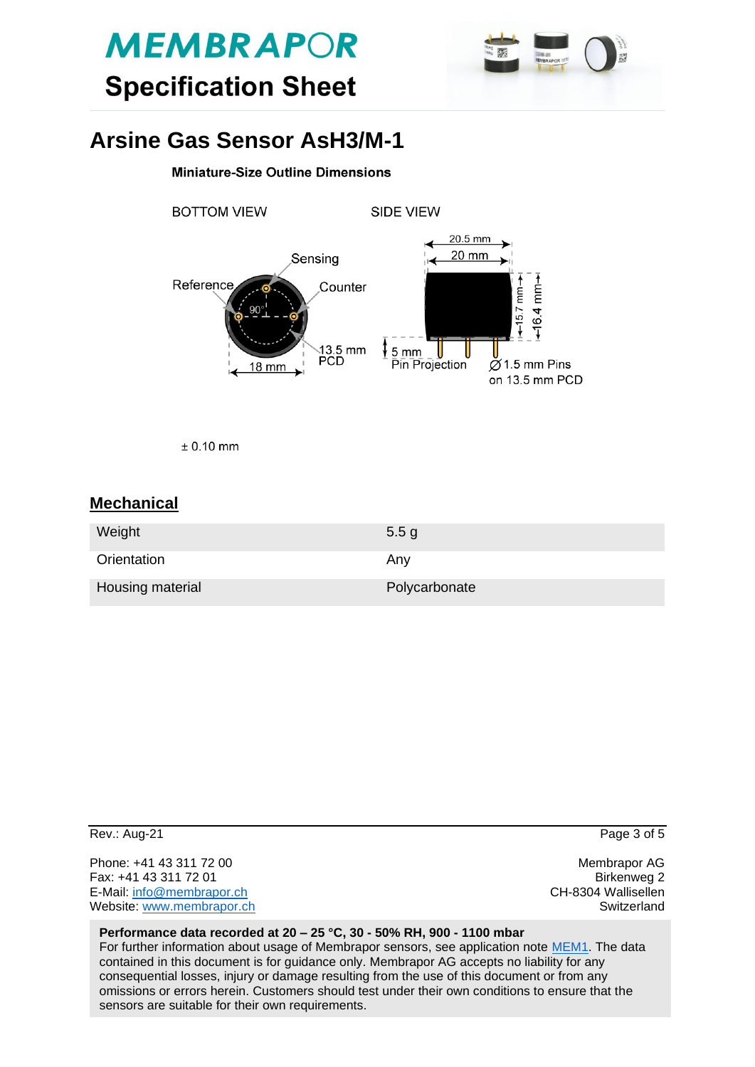# Arsine Gas Sensor AsH3/M-1

**Miniature-Size Outline Dimensions**

BOTTOM VIEW

Sensing

Reference

Counter

90°

13.5 mm PCD

18 mm

SIDE VIEW

20.5 mm

20 mm

15.7 mm

16.4 mm

5 mm Pin Projection

∅1.5 mm Pins on 13.5 mm PCD

± 0.10 mm

## Mechanical

| Weight | 5.5 g |
| --- | --- |
| Orientation | Any |
| Housing material | Polycarbonate |

Rev.: Aug-21

Phone: +41 43 311 72 00
Fax: +41 43 311 72 01
E-Mail: info@membrapor.ch
Website: www.membrapor.ch

Membrapor AG
Birkenweg 2
CH-8304 Wallisellen
Switzerland

**Performance data recorded at 20 – 25 °C, 30 - 50% RH, 900 - 1100 mbar**
For further information about usage of Membrapor sensors, see application note MEM1. The data contained in this document is for guidance only. Membrapor AG accepts no liability for any consequential losses, injury or damage resulting from the use of this document or from any omissions or errors herein. Customers should test under their own conditions to ensure that the sensors are suitable for their own requirements.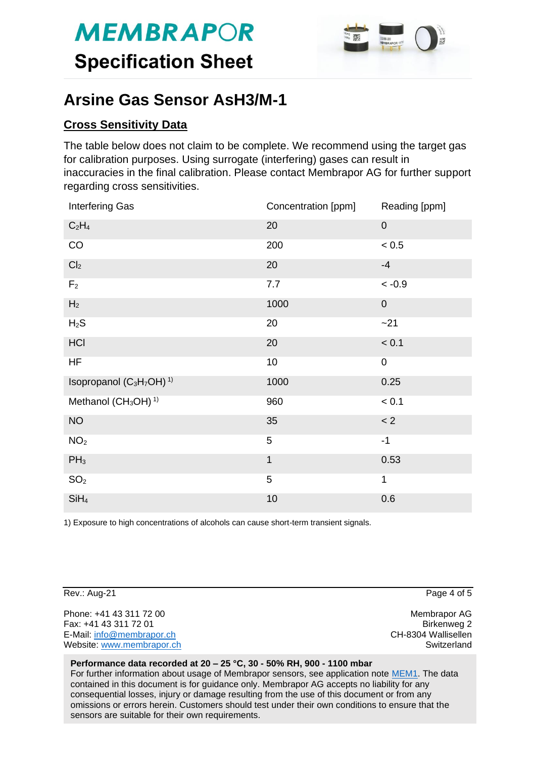# MEMBRAPOR

## Specification Sheet

# Arsine Gas Sensor AsH3/M-1

## Cross Sensitivity Data

The table below does not claim to be complete. We recommend using the target gas for calibration purposes. Using surrogate (interfering) gases can result in inaccuracies in the final calibration. Please contact Membrapor AG for further support regarding cross sensitivities.

| Interfering Gas | Concentration [ppm] | Reading [ppm] |
|---|---|---|
| $C_2H_4$ | 20 | 0 |
| CO | 200 | < 0.5 |
| $Cl_2$ | 20 | -4 |
| $F_2$ | 7.7 | < -0.9 |
| $H_2$ | 1000 | 0 |
| $H_2S$ | 20 | ~21 |
| HCl | 20 | < 0.1 |
| HF | 10 | 0 |
| Isopropanol ($C_3H_7OH$) [1)] | 1000 | 0.25 |
| Methanol ($CH_3OH$) [1)] | 960 | < 0.1 |
| NO | 35 | < 2 |
| $NO_2$ | 5 | -1 |
| $PH_3$ | 1 | 0.53 |
| $SO_2$ | 5 | 1 |
| $SiH_4$ | 10 | 0.6 |

1) Exposure to high concentrations of alcohols can cause short-term transient signals.

Rev.: Aug-21

Phone: +41 43 311 72 00
Fax: +41 43 311 72 01
E-Mail: info@membrapor.ch
Website: www.membrapor.ch

Membrapor AG
Birkenweg 2
CH-8304 Wallisellen
Switzerland

**Performance data recorded at 20 – 25 °C, 30 - 50% RH, 900 - 1100 mbar**
For further information about usage of Membrapor sensors, see application note MEM1. The data contained in this document is for guidance only. Membrapor AG accepts no liability for any consequential losses, injury or damage resulting from the use of this document or from any omissions or errors herein. Customers should test under their own conditions to ensure that the sensors are suitable for their own requirements.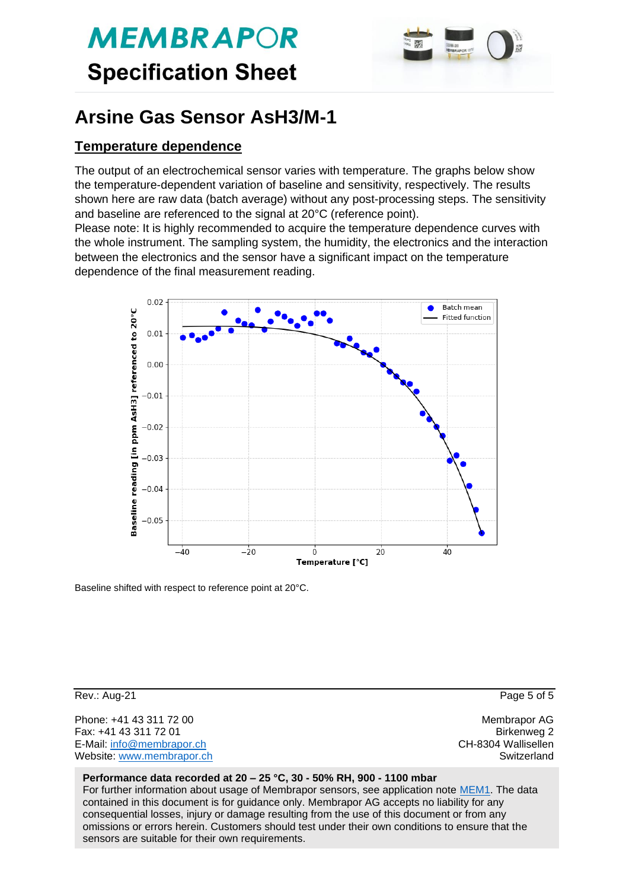# MEMBRAPOR

**Specification Sheet**

## Arsine Gas Sensor $AsH_3$/M-1

### Temperature dependence

The output of an electrochemical sensor varies with temperature. The graphs below show the temperature-dependent variation of baseline and sensitivity, respectively. The results shown here are raw data (batch average) without any post-processing steps. The sensitivity and baseline are referenced to the signal at 20°C (reference point).
Please note: It is highly recommended to acquire the temperature dependence curves with the whole instrument. The sampling system, the humidity, the electronics and the interaction between the electronics and the sensor have a significant impact on the temperature dependence of the final measurement reading.

Baseline reading [in ppm AsH3] referenced to 20°C

0.02
0.01
0.00
−0.01
−0.02
−0.03
−0.04
−0.05

Temperature [°C]

−40
−20
0
20
40

Batch mean
Fitted function

Baseline shifted with respect to reference point at 20°C.

Rev.: Aug-21

Phone: +41 43 311 72 00
Fax: +41 43 311 72 01
E-Mail: info@membrapor.ch
Website: www.membrapor.ch

Membrapor AG
Birkenweg 2
CH-8304 Wallisellen
Switzerland

**Performance data recorded at 20 – 25 °C, 30 - 50% RH, 900 - 1100 mbar**
For further information about usage of Membrapor sensors, see application note MEM1. The data contained in this document is for guidance only. Membrapor AG accepts no liability for any consequential losses, injury or damage resulting from the use of this document or from any omissions or errors herein. Customers should test under their own conditions to ensure that the sensors are suitable for their own requirements.